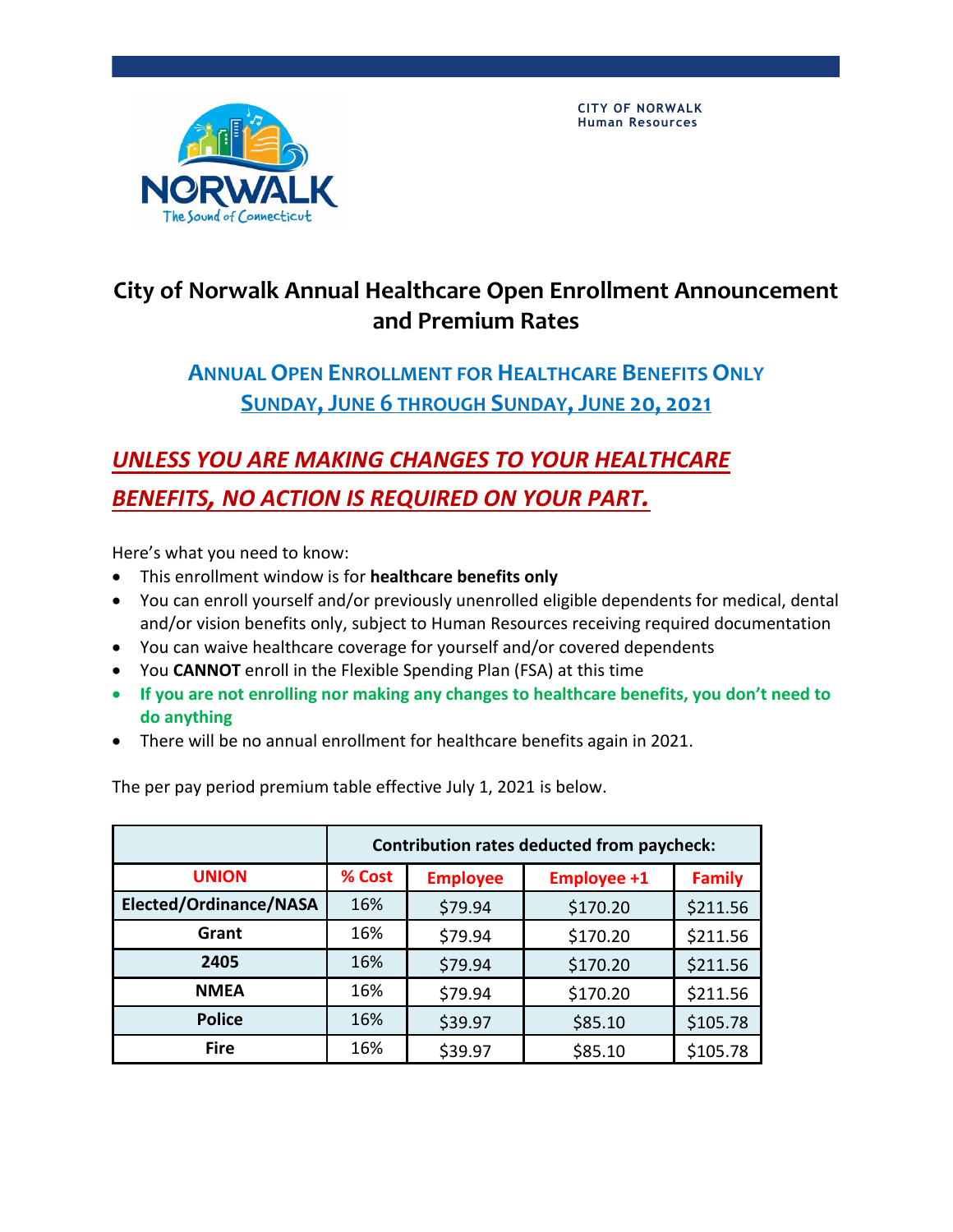CITY OF NORWALK
Human Resources

# City of Norwalk Annual Healthcare Open Enrollment Announcement and Premium Rates

## ANNUAL OPEN ENROLLMENT FOR HEALTHCARE BENEFITS ONLY

**SUNDAY, JUNE 6 THROUGH SUNDAY, JUNE 20, 2021**

***UNLESS YOU ARE MAKING CHANGES TO YOUR HEALTHCARE BENEFITS, NO ACTION IS REQUIRED ON YOUR PART.***

Here's what you need to know:

- This enrollment window is for **healthcare benefits only**
- You can enroll yourself and/or previously unenrolled eligible dependents for medical, dental and/or vision benefits only, subject to Human Resources receiving required documentation
- You can waive healthcare coverage for yourself and/or covered dependents
- You **CANNOT** enroll in the Flexible Spending Plan (FSA) at this time
- **If you are not enrolling nor making any changes to healthcare benefits, you don't need to do anything**
- There will be no annual enrollment for healthcare benefits again in 2021.

The per pay period premium table effective July 1, 2021 is below.

| | Contribution rates deducted from paycheck: | | | |
|---|---|---|---|---|
| **UNION** | **% Cost** | **Employee** | **Employee +1** | **Family** |
| **Elected/Ordinance/NASA** | 16% | $79.94 | $170.20 | $211.56 |
| **Grant** | 16% | $79.94 | $170.20 | $211.56 |
| **2405** | 16% | $79.94 | $170.20 | $211.56 |
| **NMEA** | 16% | $79.94 | $170.20 | $211.56 |
| **Police** | 16% | $39.97 | $85.10 | $105.78 |
| **Fire** | 16% | $39.97 | $85.10 | $105.78 |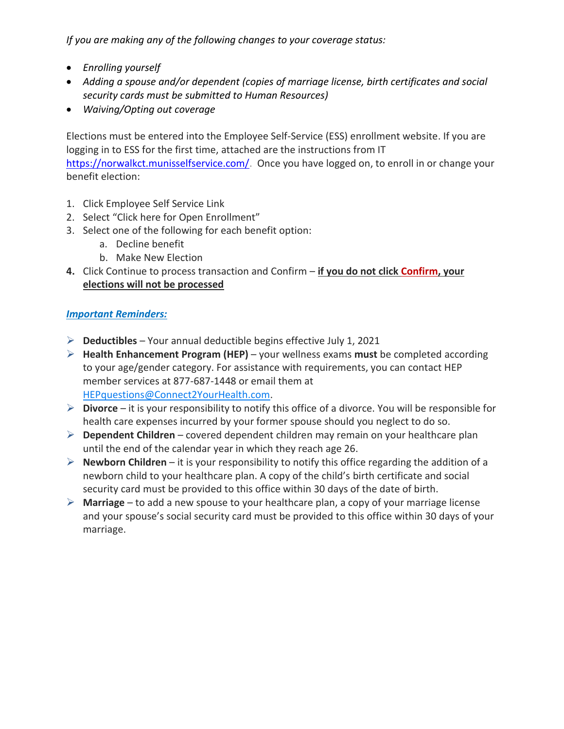*If you are making any of the following changes to your coverage status:*

- *Enrolling yourself*
- *Adding a spouse and/or dependent (copies of marriage license, birth certificates and social security cards must be submitted to Human Resources)*
- *Waiving/Opting out coverage*

Elections must be entered into the Employee Self-Service (ESS) enrollment website. If you are logging in to ESS for the first time, attached are the instructions from IT https://norwalkct.munisselfservice.com/. Once you have logged on, to enroll in or change your benefit election:

1. Click Employee Self Service Link
2. Select "Click here for Open Enrollment"
3. Select one of the following for each benefit option:
    a. Decline benefit
    b. Make New Election
4. Click Continue to process transaction and Confirm – **if you do not click Confirm, your elections will not be processed**

***Important Reminders:***

- **Deductibles** – Your annual deductible begins effective July 1, 2021
- **Health Enhancement Program (HEP)** – your wellness exams **must** be completed according to your age/gender category. For assistance with requirements, you can contact HEP member services at 877-687-1448 or email them at HEPquestions@Connect2YourHealth.com.
- **Divorce** – it is your responsibility to notify this office of a divorce. You will be responsible for health care expenses incurred by your former spouse should you neglect to do so.
- **Dependent Children** – covered dependent children may remain on your healthcare plan until the end of the calendar year in which they reach age 26.
- **Newborn Children** – it is your responsibility to notify this office regarding the addition of a newborn child to your healthcare plan. A copy of the child's birth certificate and social security card must be provided to this office within 30 days of the date of birth.
- **Marriage** – to add a new spouse to your healthcare plan, a copy of your marriage license and your spouse's social security card must be provided to this office within 30 days of your marriage.